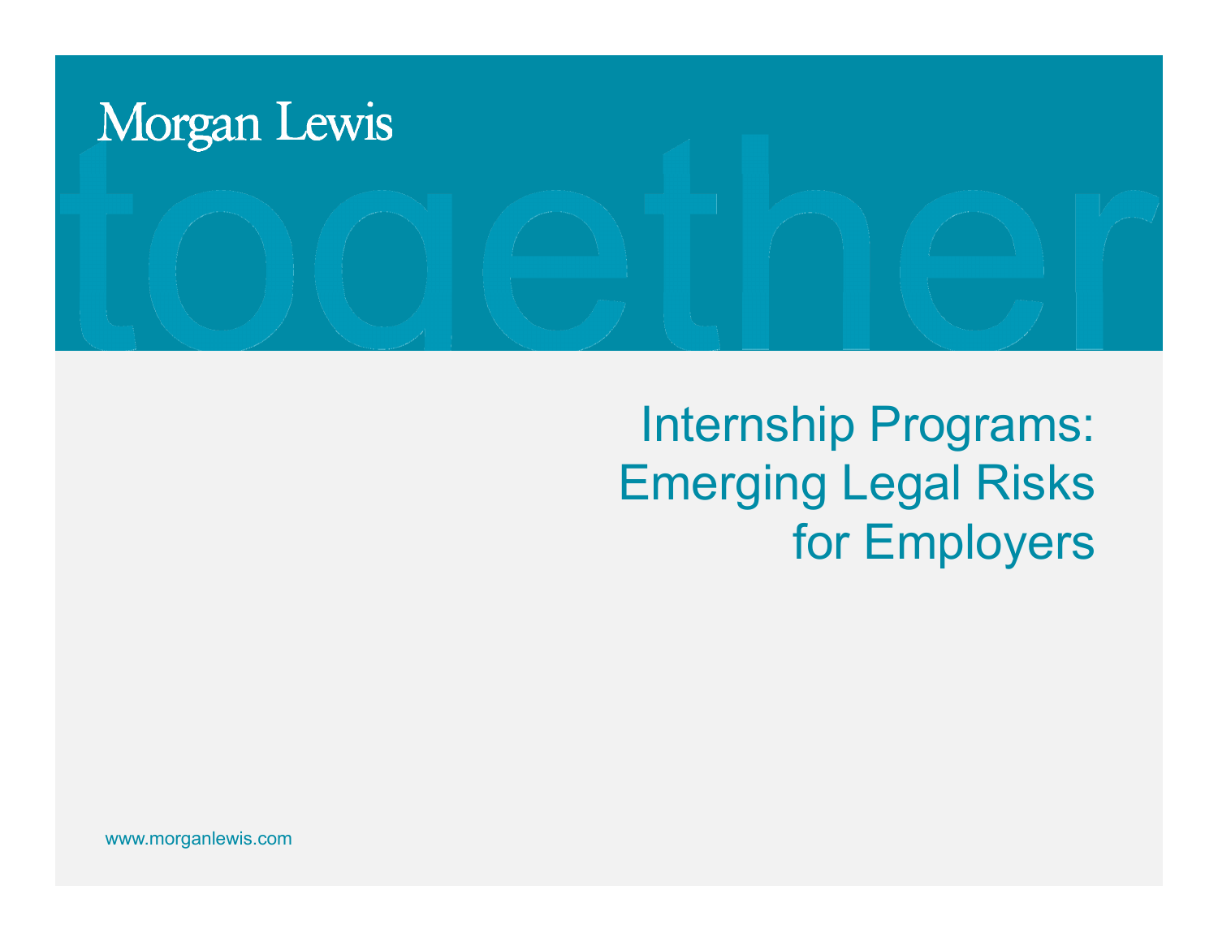Morgan Lewis

together

# Internship Programs: Emerging Legal Risks for Employers

www.morganlewis.com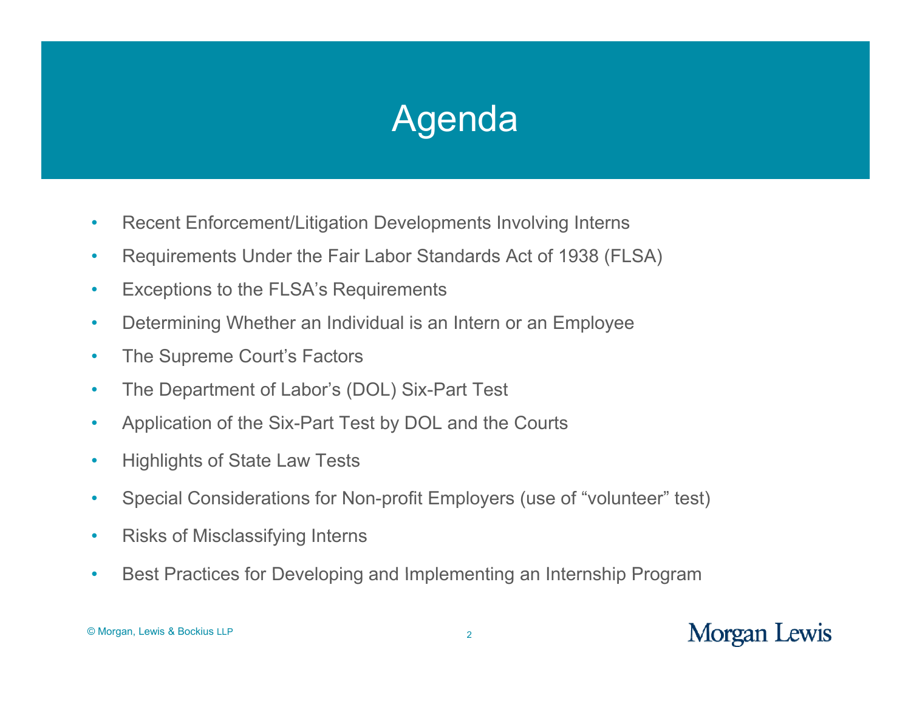# Agenda

- Recent Enforcement/Litigation Developments Involving Interns
- Requirements Under the Fair Labor Standards Act of 1938 (FLSA)
- Exceptions to the FLSA's Requirements
- Determining Whether an Individual is an Intern or an Employee
- The Supreme Court's Factors
- The Department of Labor's (DOL) Six-Part Test
- Application of the Six-Part Test by DOL and the Courts
- Highlights of State Law Tests
- Special Considerations for Non-profit Employers (use of "volunteer" test)
- Risks of Misclassifying Interns
- Best Practices for Developing and Implementing an Internship Program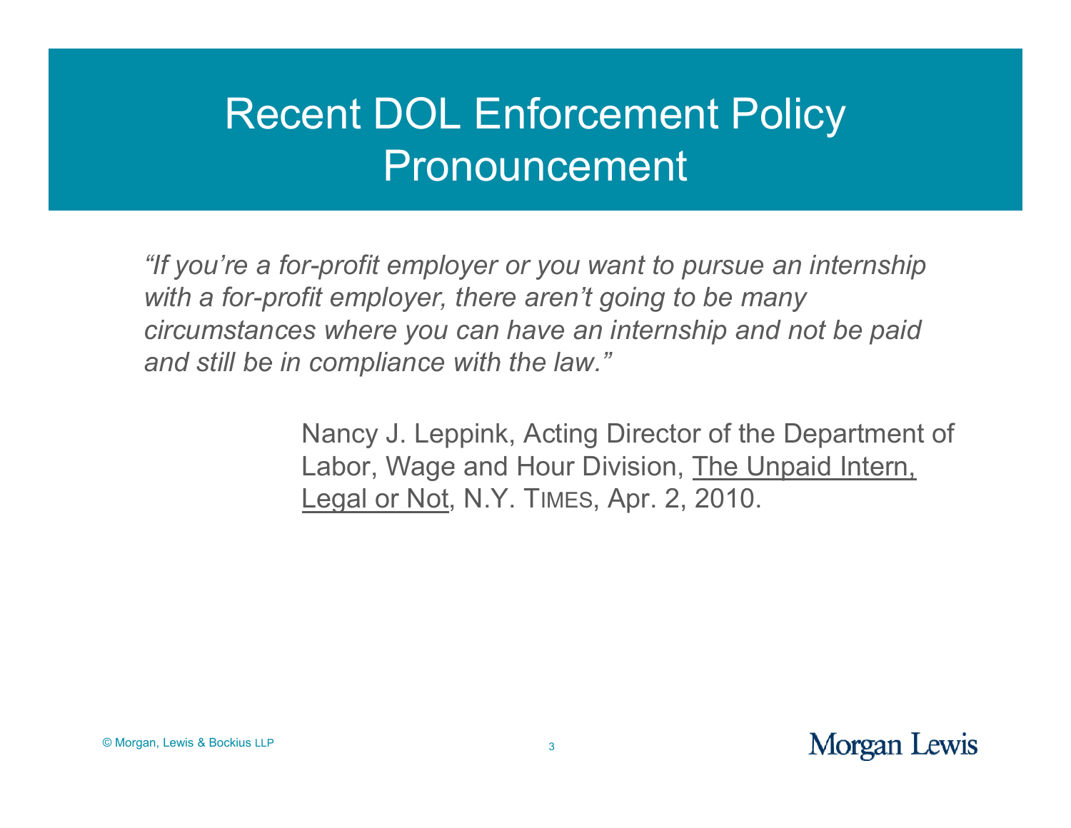# Recent DOL Enforcement Policy Pronouncement

*"If you're a for-profit employer or you want to pursue an internship with a for-profit employer, there aren't going to be many circumstances where you can have an internship and not be paid and still be in compliance with the law."*

Nancy J. Leppink, Acting Director of the Department of Labor, Wage and Hour Division, The Unpaid Intern, Legal or Not, N.Y. TIMES, Apr. 2, 2010.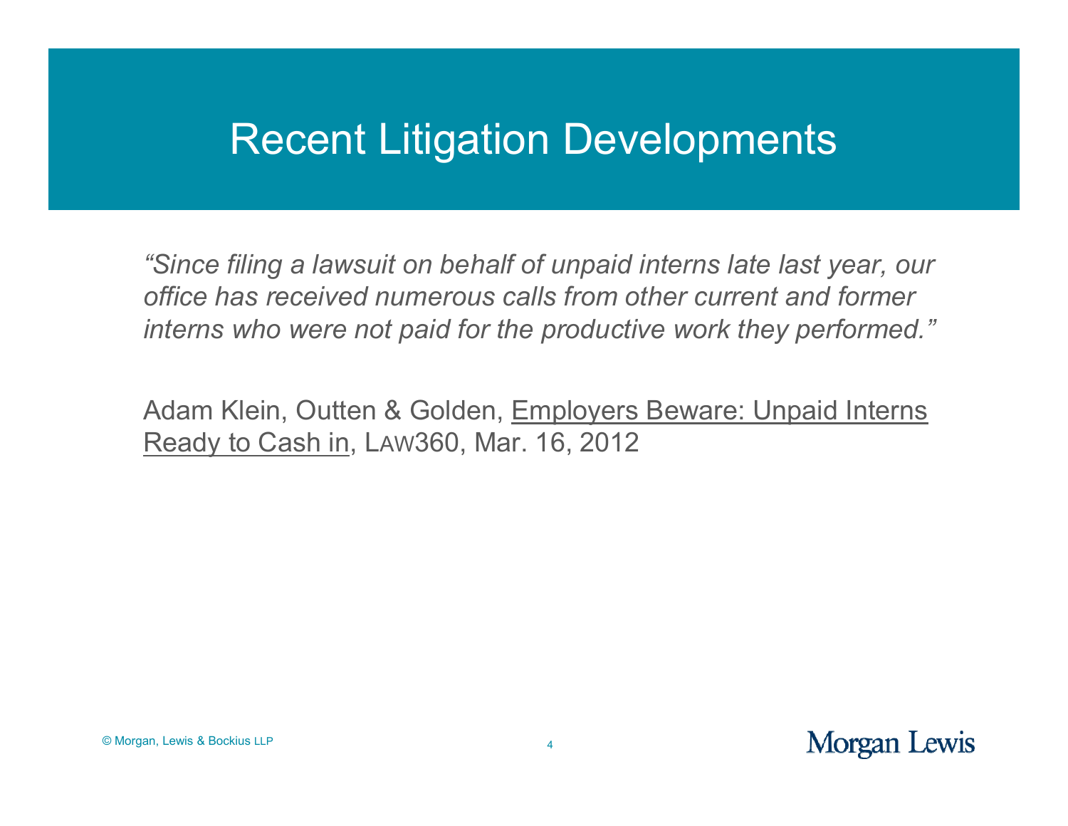# Recent Litigation Developments

*"Since filing a lawsuit on behalf of unpaid interns late last year, our office has received numerous calls from other current and former interns who were not paid for the productive work they performed."*

Adam Klein, Outten & Golden, <u>Employers Beware: Unpaid Interns Ready to Cash in</u>, LAW360, Mar. 16, 2012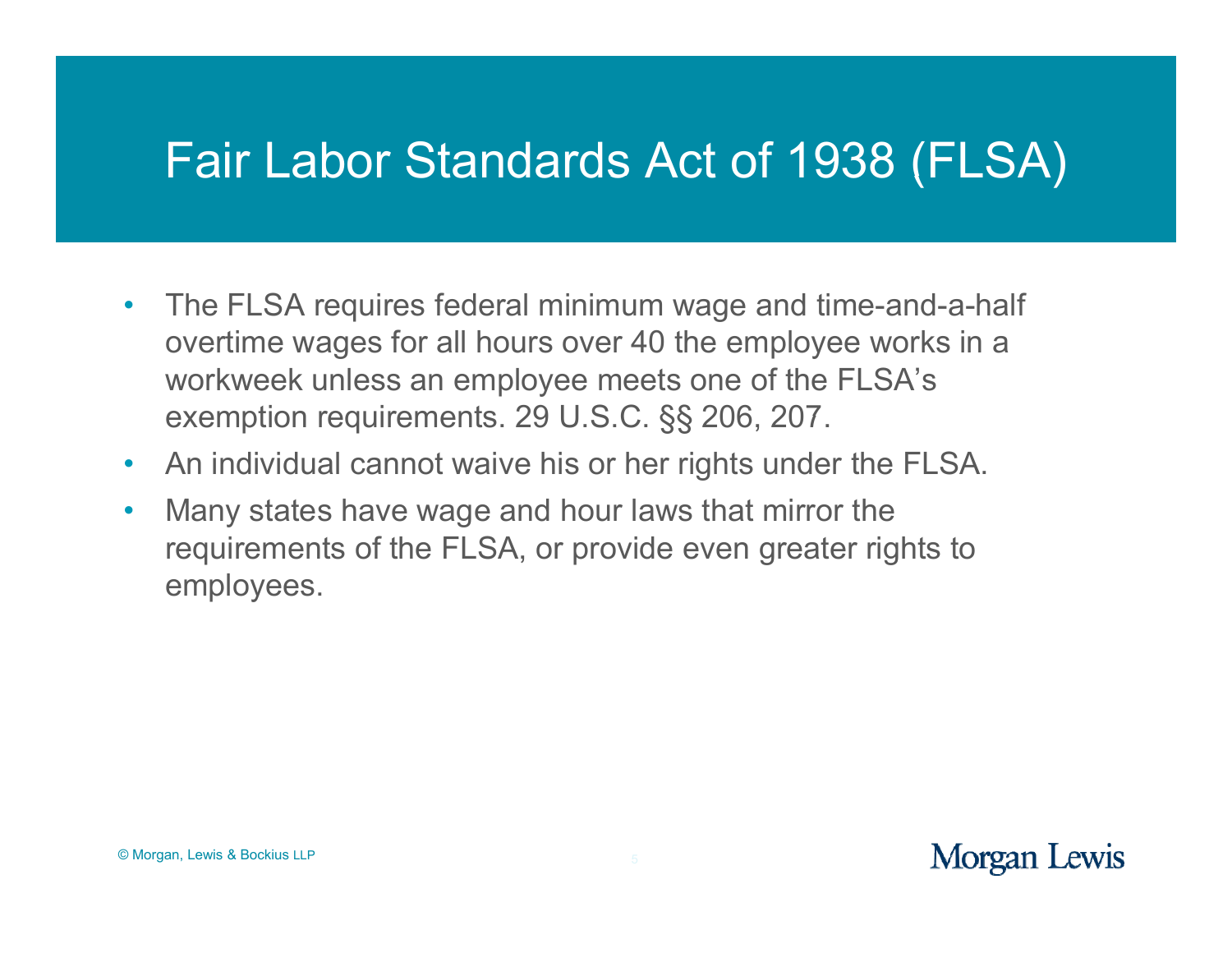# Fair Labor Standards Act of 1938 (FLSA)

- The FLSA requires federal minimum wage and time-and-a-half overtime wages for all hours over 40 the employee works in a workweek unless an employee meets one of the FLSA's exemption requirements. 29 U.S.C. §§ 206, 207.
- An individual cannot waive his or her rights under the FLSA.
- Many states have wage and hour laws that mirror the requirements of the FLSA, or provide even greater rights to employees.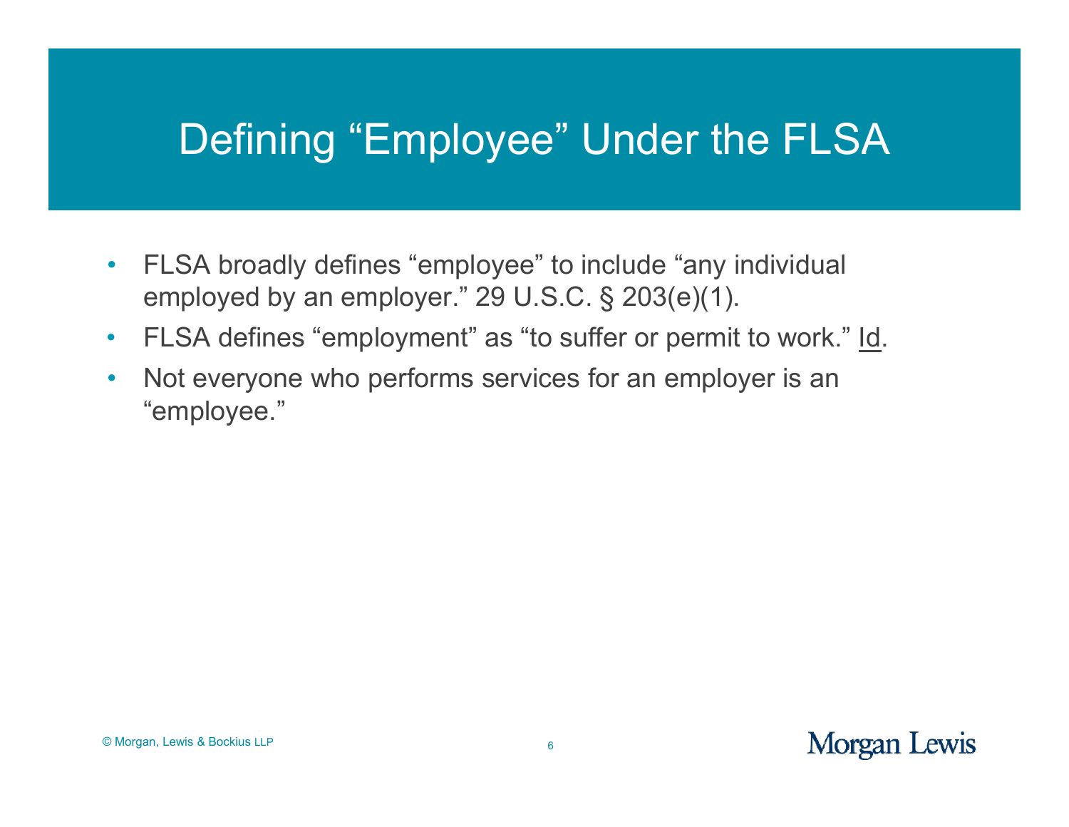# Defining "Employee" Under the FLSA

- FLSA broadly defines "employee" to include "any individual employed by an employer." 29 U.S.C. § 203(e)(1).
- FLSA defines "employment" as "to suffer or permit to work." Id.
- Not everyone who performs services for an employer is an "employee."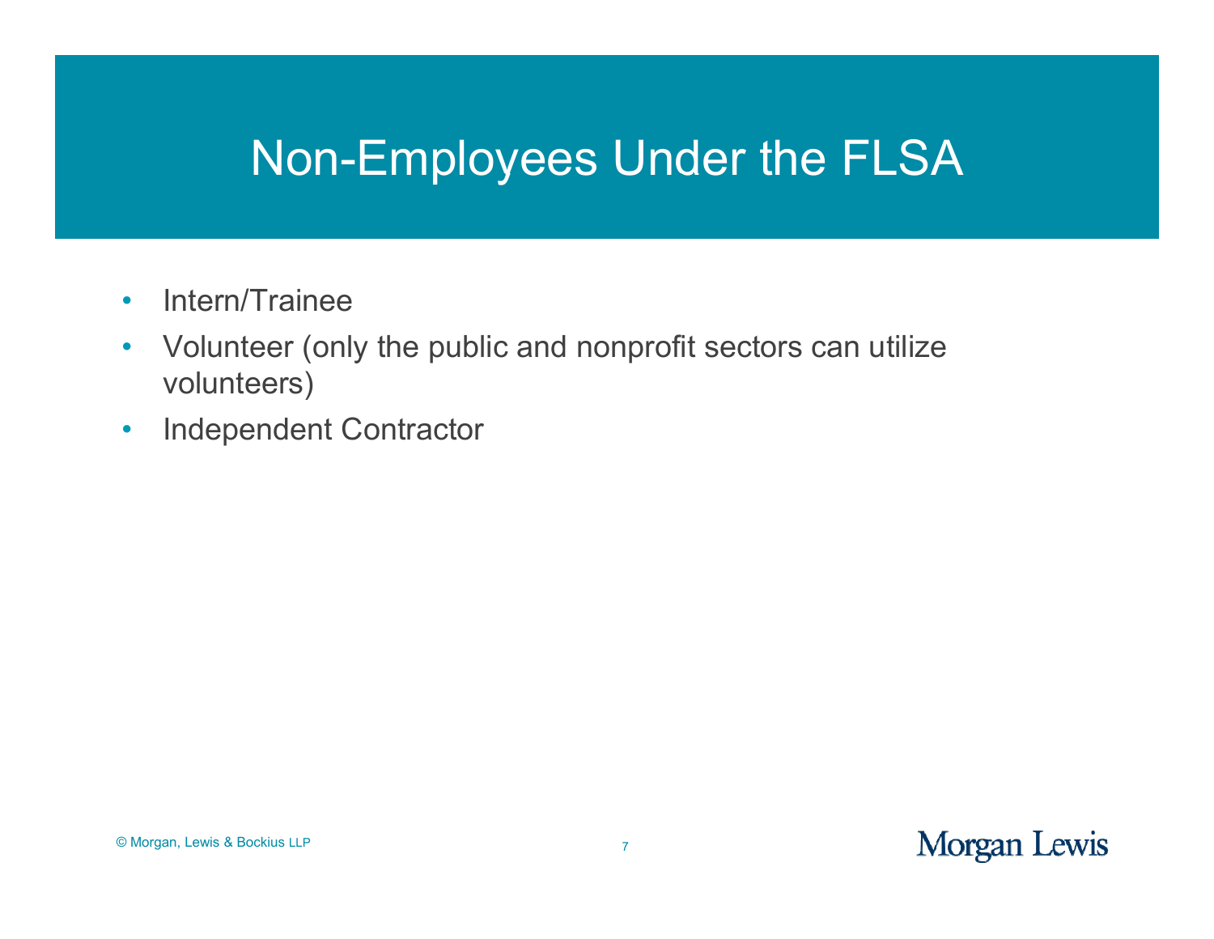# Non-Employees Under the FLSA

- Intern/Trainee
- Volunteer (only the public and nonprofit sectors can utilize volunteers)
- Independent Contractor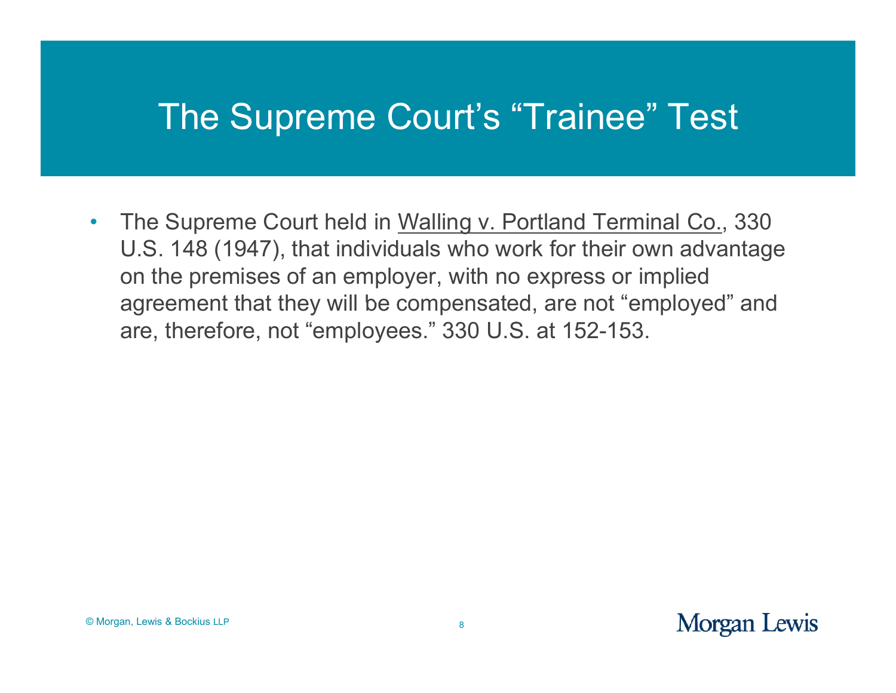# The Supreme Court's "Trainee" Test

- The Supreme Court held in Walling v. Portland Terminal Co., 330 U.S. 148 (1947), that individuals who work for their own advantage on the premises of an employer, with no express or implied agreement that they will be compensated, are not "employed" and are, therefore, not "employees." 330 U.S. at 152-153.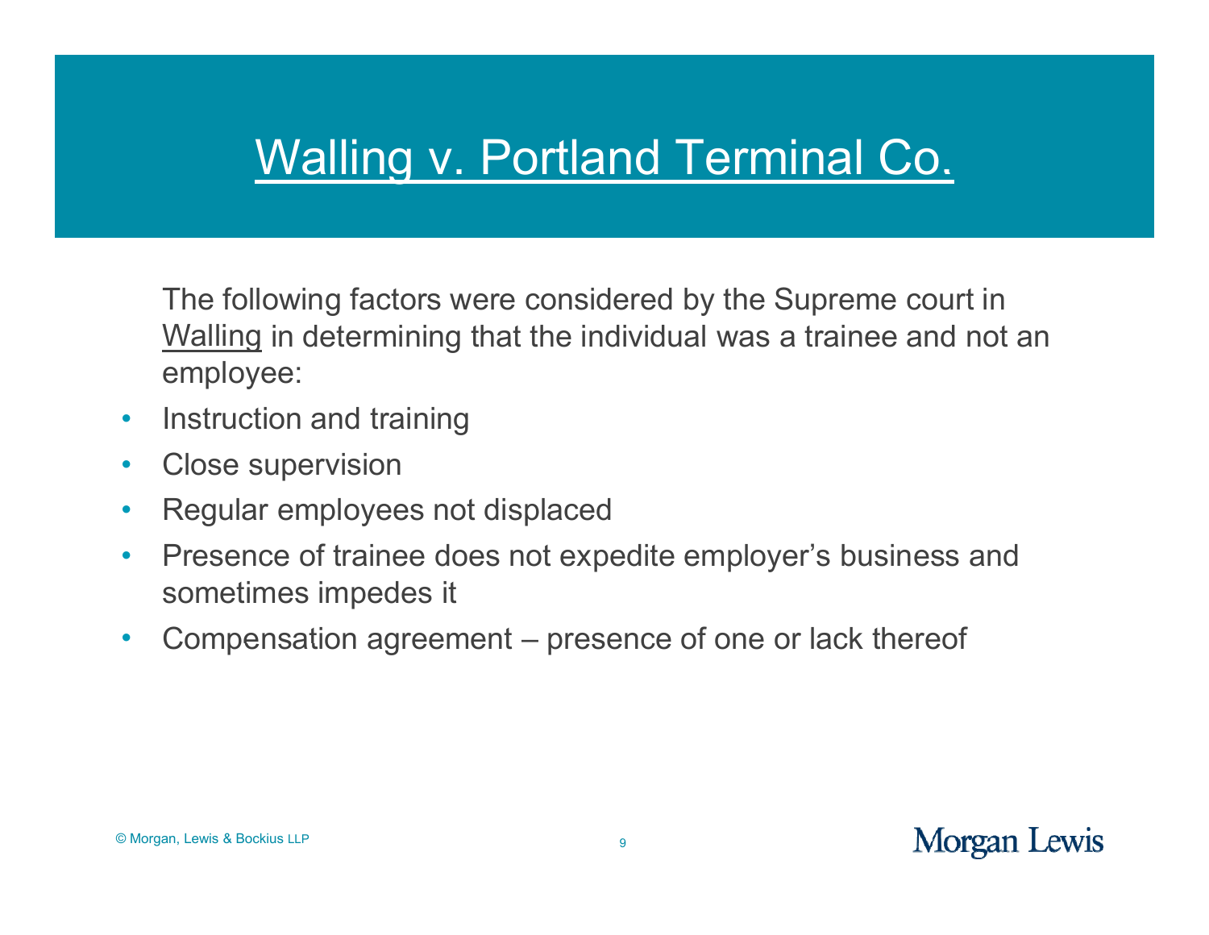# Walling v. Portland Terminal Co.

The following factors were considered by the Supreme court in Walling in determining that the individual was a trainee and not an employee:

- Instruction and training
- Close supervision
- Regular employees not displaced
- Presence of trainee does not expedite employer's business and sometimes impedes it
- Compensation agreement – presence of one or lack thereof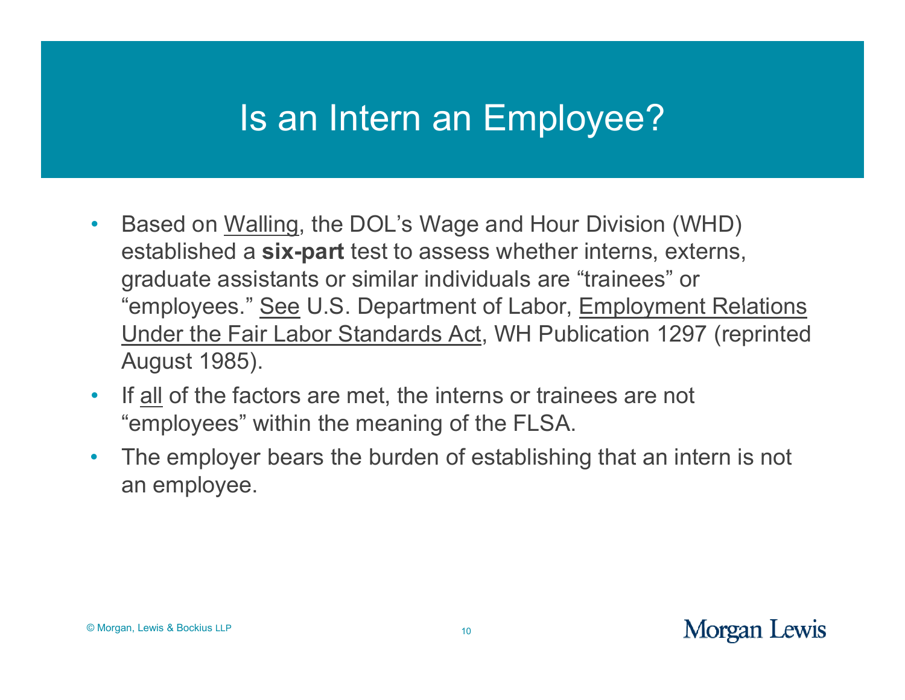# Is an Intern an Employee?

- Based on Walling, the DOL's Wage and Hour Division (WHD) established a **six-part** test to assess whether interns, externs, graduate assistants or similar individuals are "trainees" or "employees." See U.S. Department of Labor, Employment Relations Under the Fair Labor Standards Act, WH Publication 1297 (reprinted August 1985).
- If all of the factors are met, the interns or trainees are not "employees" within the meaning of the FLSA.
- The employer bears the burden of establishing that an intern is not an employee.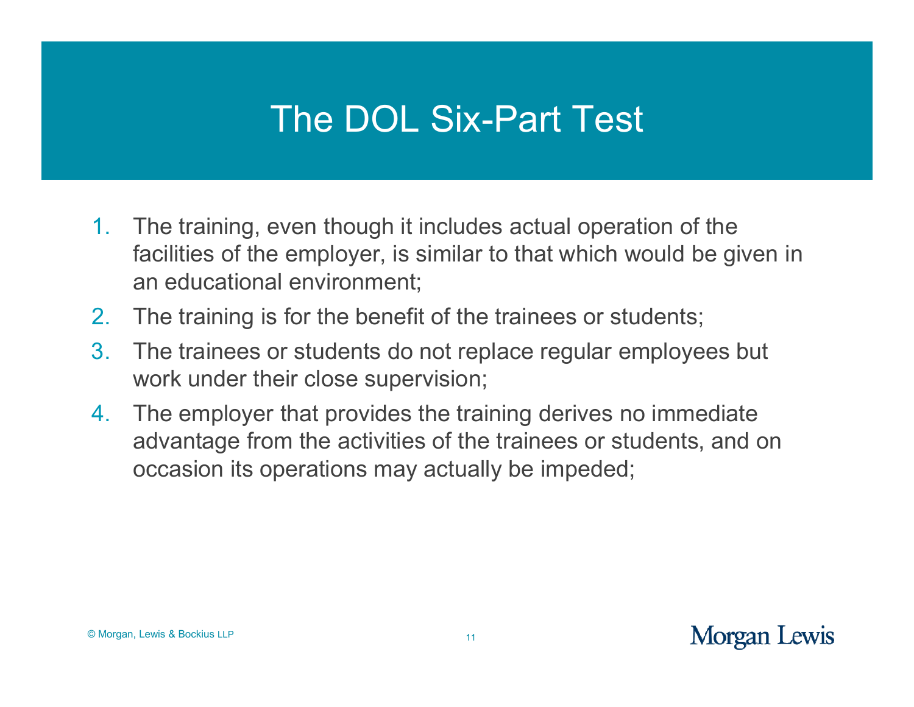# The DOL Six-Part Test

1. The training, even though it includes actual operation of the facilities of the employer, is similar to that which would be given in an educational environment;
2. The training is for the benefit of the trainees or students;
3. The trainees or students do not replace regular employees but work under their close supervision;
4. The employer that provides the training derives no immediate advantage from the activities of the trainees or students, and on occasion its operations may actually be impeded;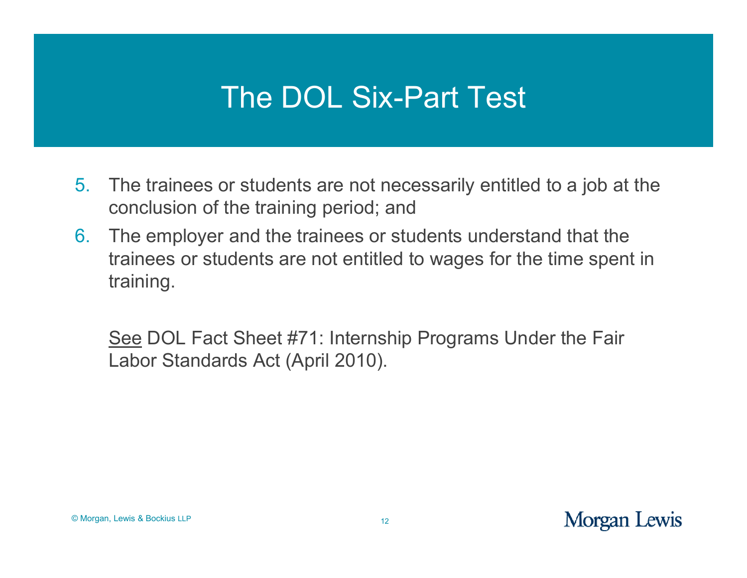# The DOL Six-Part Test

5. The trainees or students are not necessarily entitled to a job at the conclusion of the training period; and
6. The employer and the trainees or students understand that the trainees or students are not entitled to wages for the time spent in training.

<u>See</u> DOL Fact Sheet #71: Internship Programs Under the Fair Labor Standards Act (April 2010).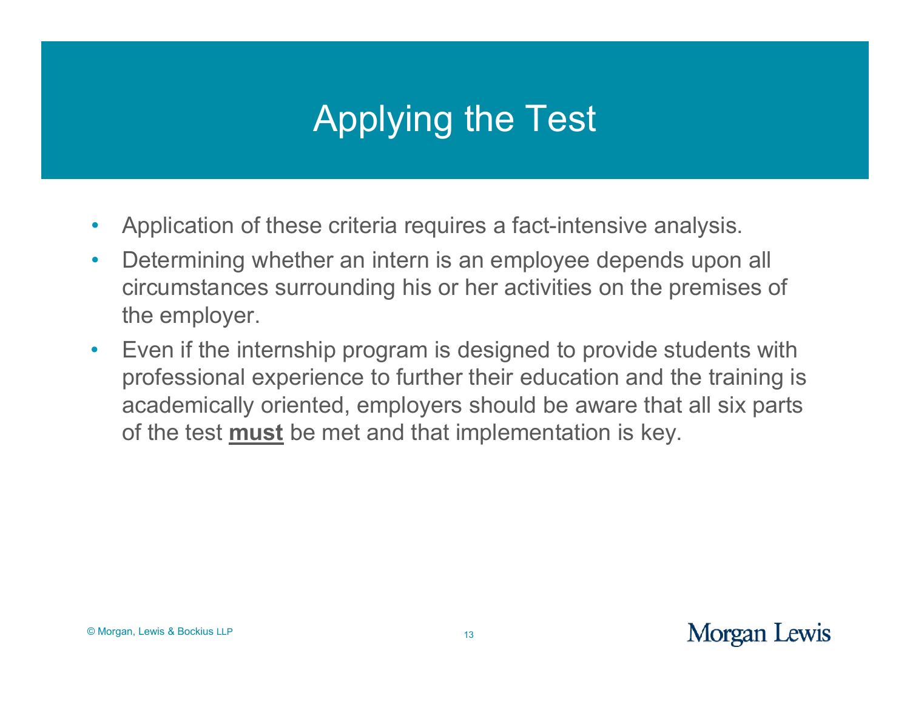# Applying the Test

- Application of these criteria requires a fact-intensive analysis.
- Determining whether an intern is an employee depends upon all circumstances surrounding his or her activities on the premises of the employer.
- Even if the internship program is designed to provide students with professional experience to further their education and the training is academically oriented, employers should be aware that all six parts of the test **must** be met and that implementation is key.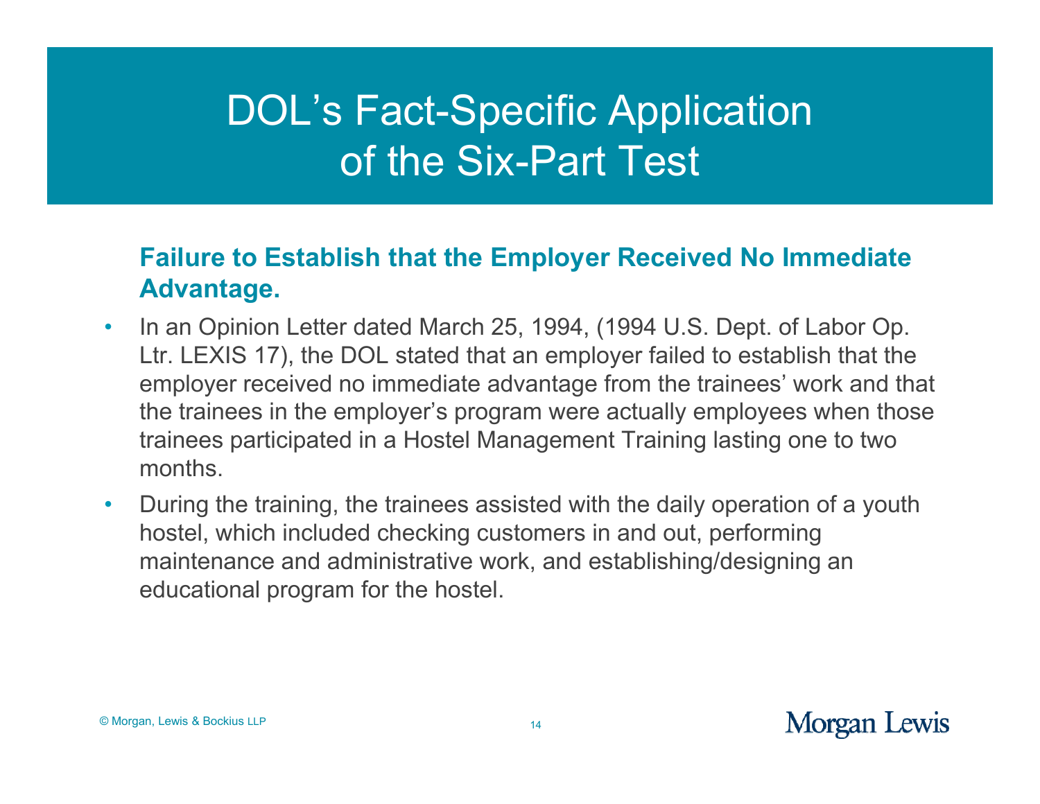# DOL's Fact-Specific Application of the Six-Part Test

**Failure to Establish that the Employer Received No Immediate Advantage.**

- In an Opinion Letter dated March 25, 1994, (1994 U.S. Dept. of Labor Op. Ltr. LEXIS 17), the DOL stated that an employer failed to establish that the employer received no immediate advantage from the trainees' work and that the trainees in the employer's program were actually employees when those trainees participated in a Hostel Management Training lasting one to two months.
- During the training, the trainees assisted with the daily operation of a youth hostel, which included checking customers in and out, performing maintenance and administrative work, and establishing/designing an educational program for the hostel.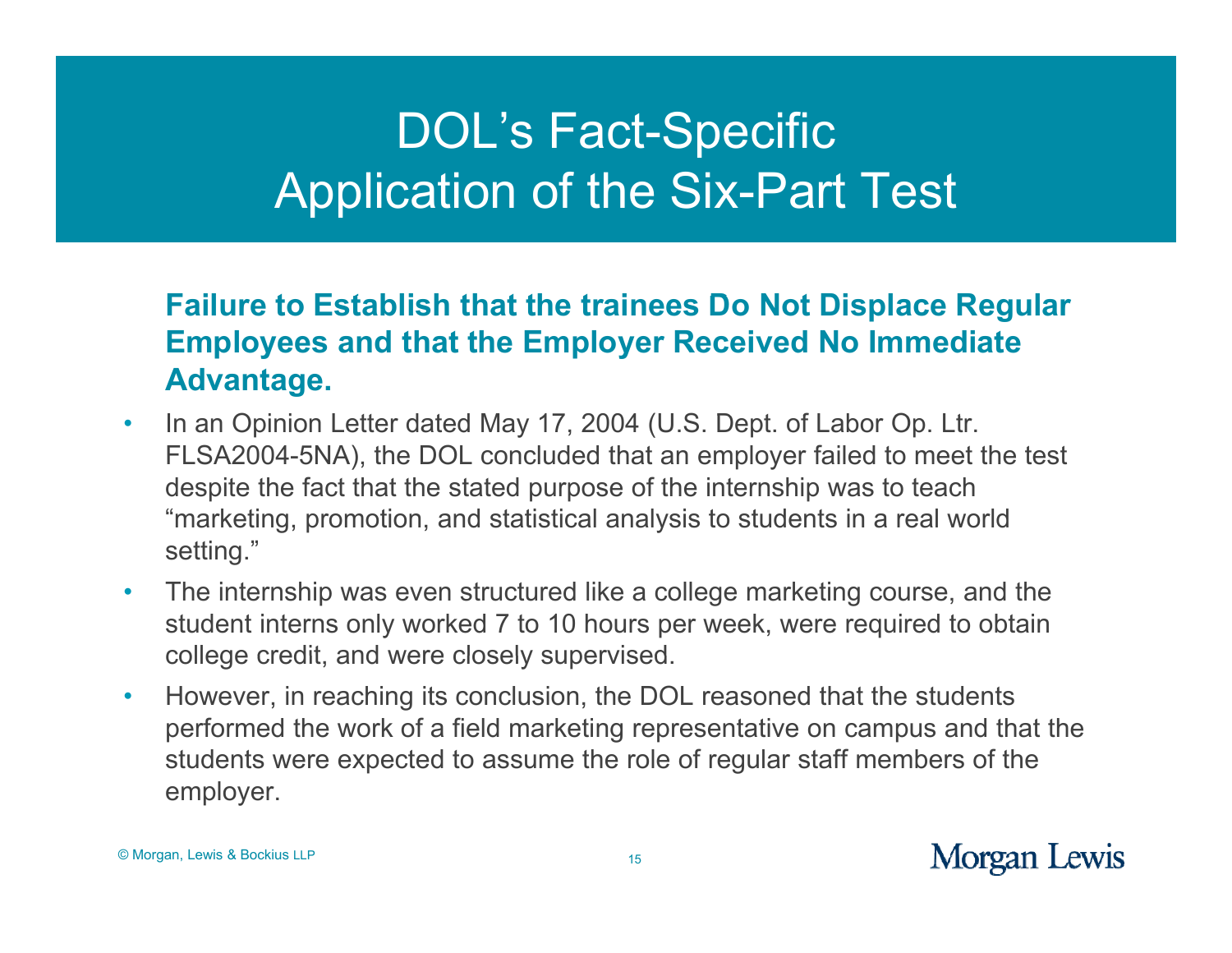# DOL's Fact-Specific Application of the Six-Part Test

**Failure to Establish that the trainees Do Not Displace Regular Employees and that the Employer Received No Immediate Advantage.**

- In an Opinion Letter dated May 17, 2004 (U.S. Dept. of Labor Op. Ltr. FLSA2004-5NA), the DOL concluded that an employer failed to meet the test despite the fact that the stated purpose of the internship was to teach "marketing, promotion, and statistical analysis to students in a real world setting."
- The internship was even structured like a college marketing course, and the student interns only worked 7 to 10 hours per week, were required to obtain college credit, and were closely supervised.
- However, in reaching its conclusion, the DOL reasoned that the students performed the work of a field marketing representative on campus and that the students were expected to assume the role of regular staff members of the employer.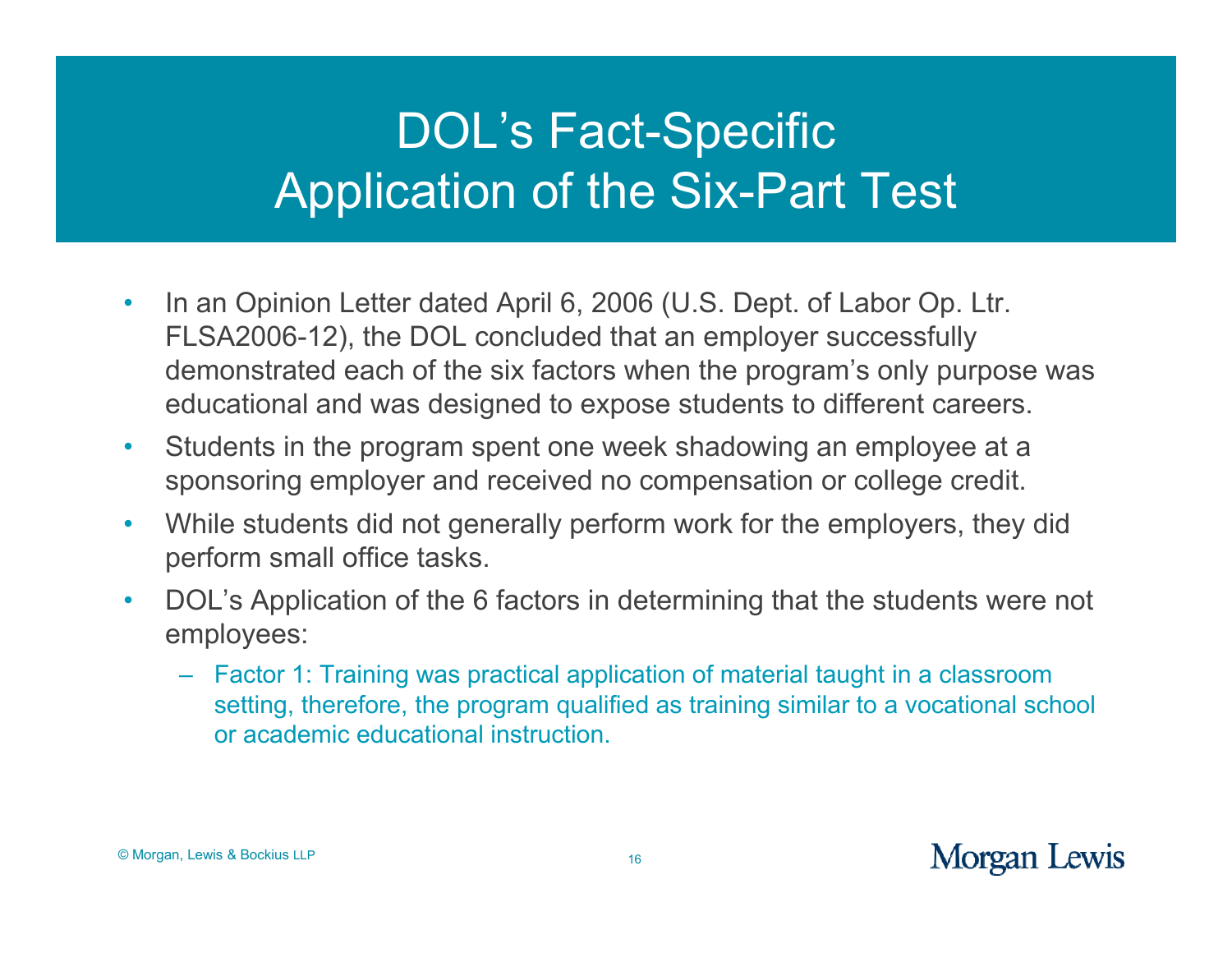# DOL's Fact-Specific Application of the Six-Part Test

- In an Opinion Letter dated April 6, 2006 (U.S. Dept. of Labor Op. Ltr. FLSA2006-12), the DOL concluded that an employer successfully demonstrated each of the six factors when the program's only purpose was educational and was designed to expose students to different careers.
- Students in the program spent one week shadowing an employee at a sponsoring employer and received no compensation or college credit.
- While students did not generally perform work for the employers, they did perform small office tasks.
- DOL's Application of the 6 factors in determining that the students were not employees:
  - Factor 1: Training was practical application of material taught in a classroom setting, therefore, the program qualified as training similar to a vocational school or academic educational instruction.

© Morgan, Lewis & Bockius LLP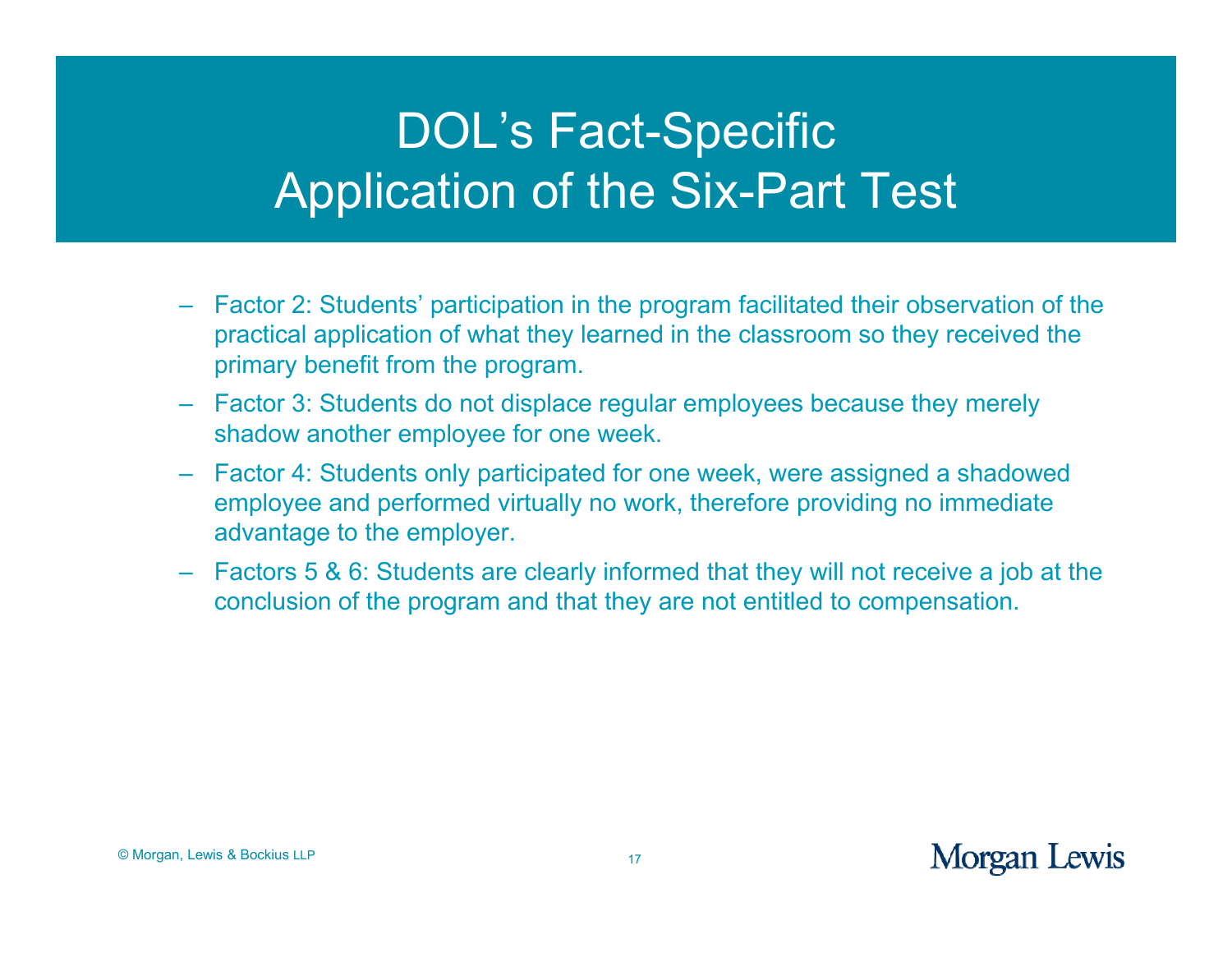# DOL's Fact-Specific Application of the Six-Part Test

- Factor 2: Students' participation in the program facilitated their observation of the practical application of what they learned in the classroom so they received the primary benefit from the program.
- Factor 3: Students do not displace regular employees because they merely shadow another employee for one week.
- Factor 4: Students only participated for one week, were assigned a shadowed employee and performed virtually no work, therefore providing no immediate advantage to the employer.
- Factors 5 & 6: Students are clearly informed that they will not receive a job at the conclusion of the program and that they are not entitled to compensation.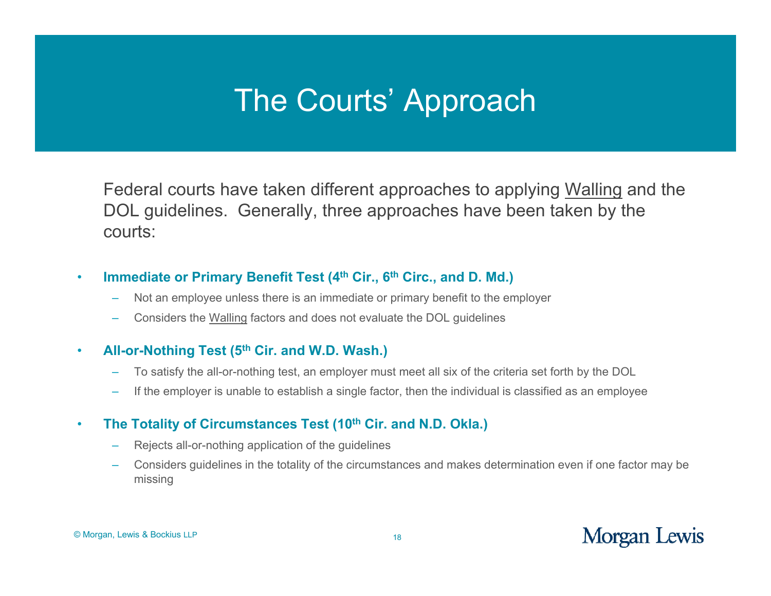# The Courts' Approach

Federal courts have taken different approaches to applying Walling and the DOL guidelines. Generally, three approaches have been taken by the courts:

- **Immediate or Primary Benefit Test (4th Cir., 6th Circ., and D. Md.)**
  - Not an employee unless there is an immediate or primary benefit to the employer
  - Considers the Walling factors and does not evaluate the DOL guidelines
- **All-or-Nothing Test (5th Cir. and W.D. Wash.)**
  - To satisfy the all-or-nothing test, an employer must meet all six of the criteria set forth by the DOL
  - If the employer is unable to establish a single factor, then the individual is classified as an employee
- **The Totality of Circumstances Test (10th Cir. and N.D. Okla.)**
  - Rejects all-or-nothing application of the guidelines
  - Considers guidelines in the totality of the circumstances and makes determination even if one factor may be missing

© Morgan, Lewis & Bockius LLP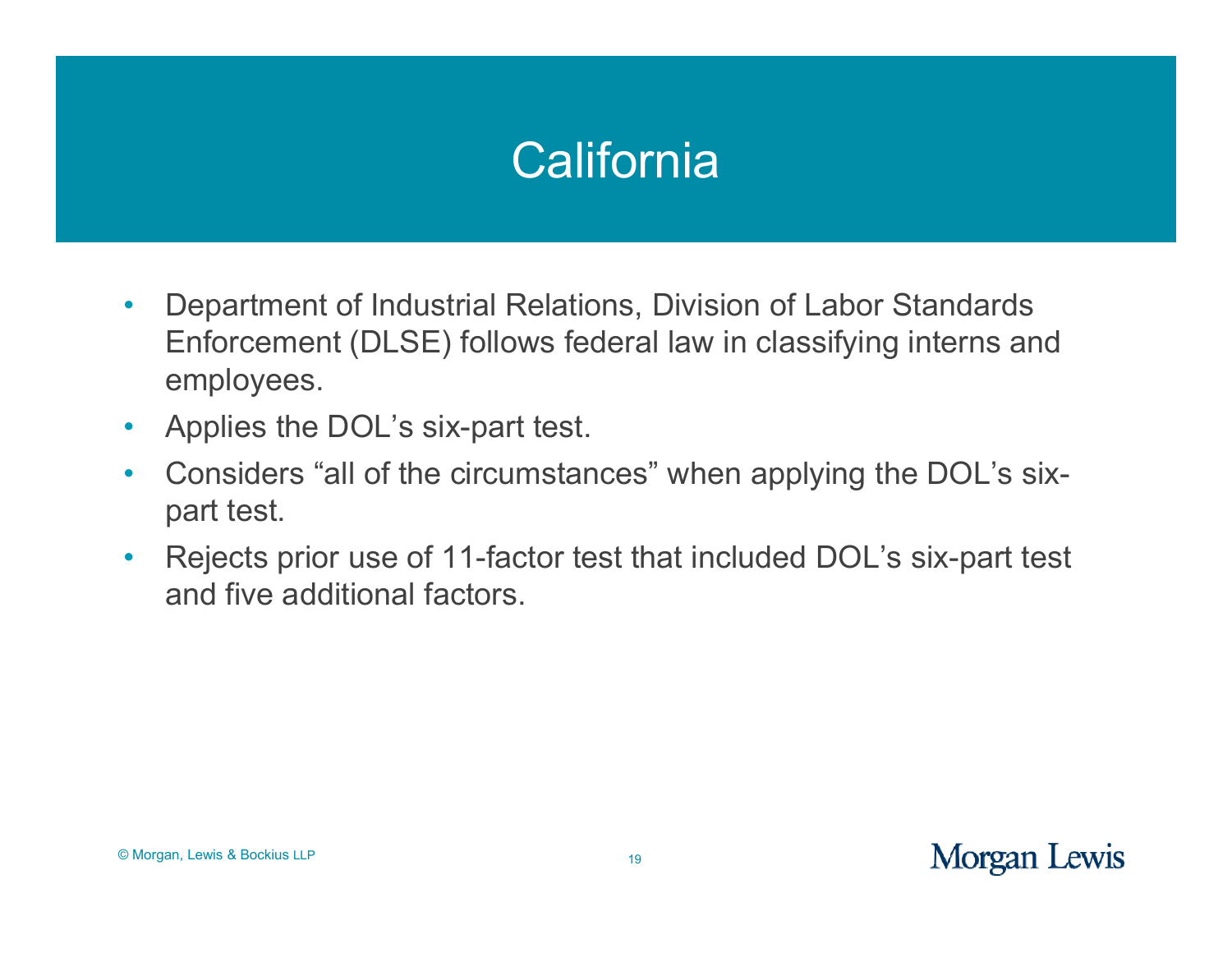# California

- Department of Industrial Relations, Division of Labor Standards Enforcement (DLSE) follows federal law in classifying interns and employees.
- Applies the DOL's six-part test.
- Considers "all of the circumstances" when applying the DOL's six-part test.
- Rejects prior use of 11-factor test that included DOL's six-part test and five additional factors.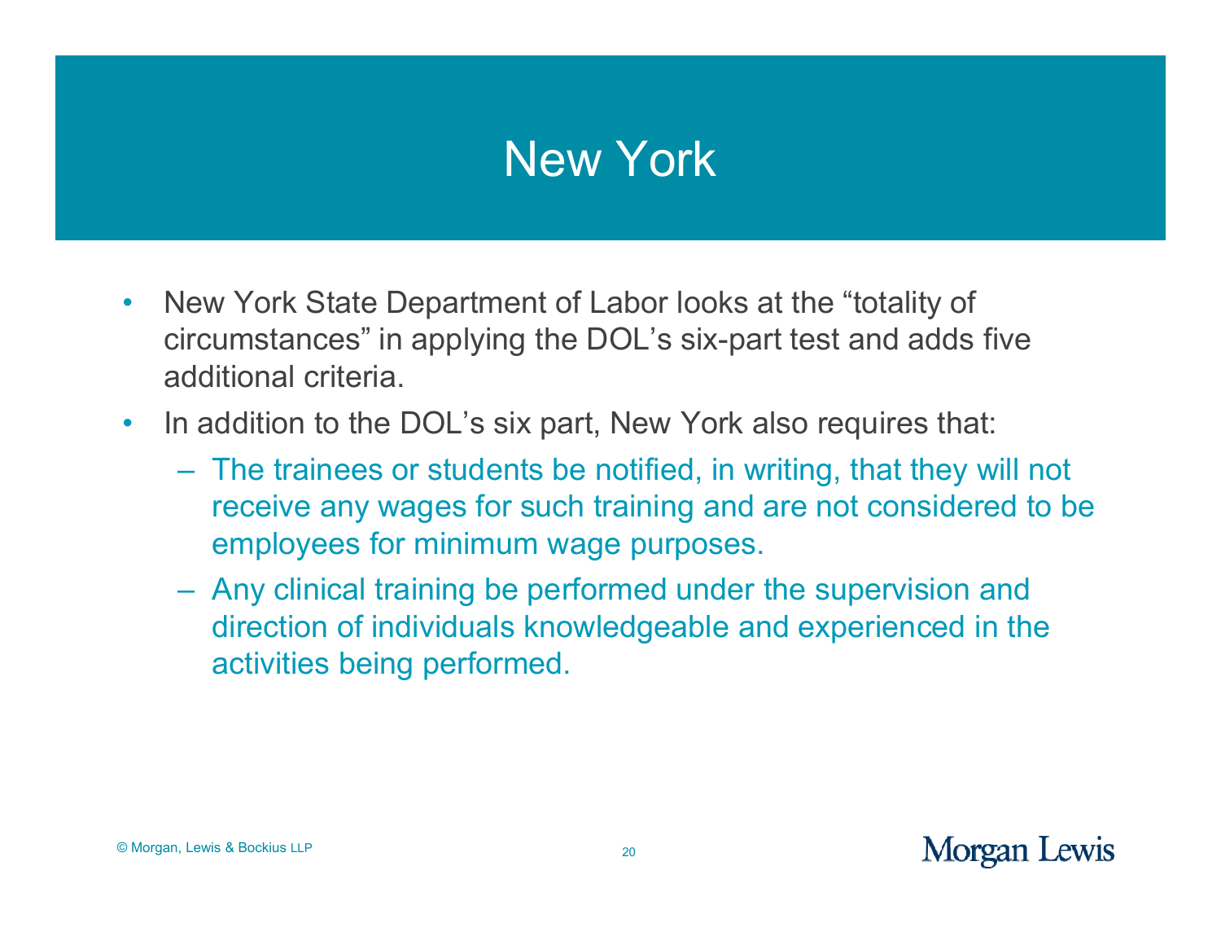# New York

- New York State Department of Labor looks at the "totality of circumstances" in applying the DOL's six-part test and adds five additional criteria.
- In addition to the DOL's six part, New York also requires that:
  - The trainees or students be notified, in writing, that they will not receive any wages for such training and are not considered to be employees for minimum wage purposes.
  - Any clinical training be performed under the supervision and direction of individuals knowledgeable and experienced in the activities being performed.

© Morgan, Lewis & Bockius LLP

Morgan Lewis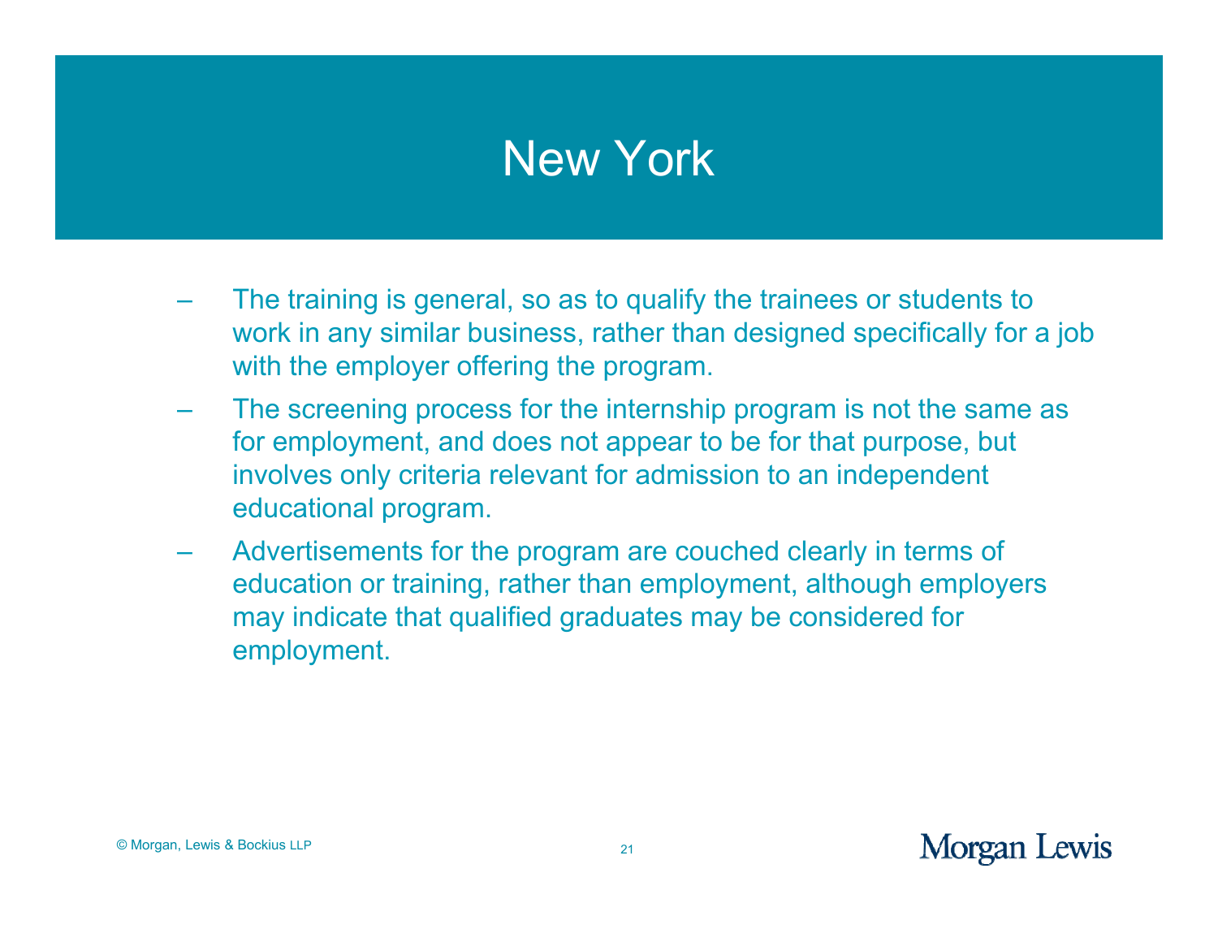# New York

- The training is general, so as to qualify the trainees or students to work in any similar business, rather than designed specifically for a job with the employer offering the program.
- The screening process for the internship program is not the same as for employment, and does not appear to be for that purpose, but involves only criteria relevant for admission to an independent educational program.
- Advertisements for the program are couched clearly in terms of education or training, rather than employment, although employers may indicate that qualified graduates may be considered for employment.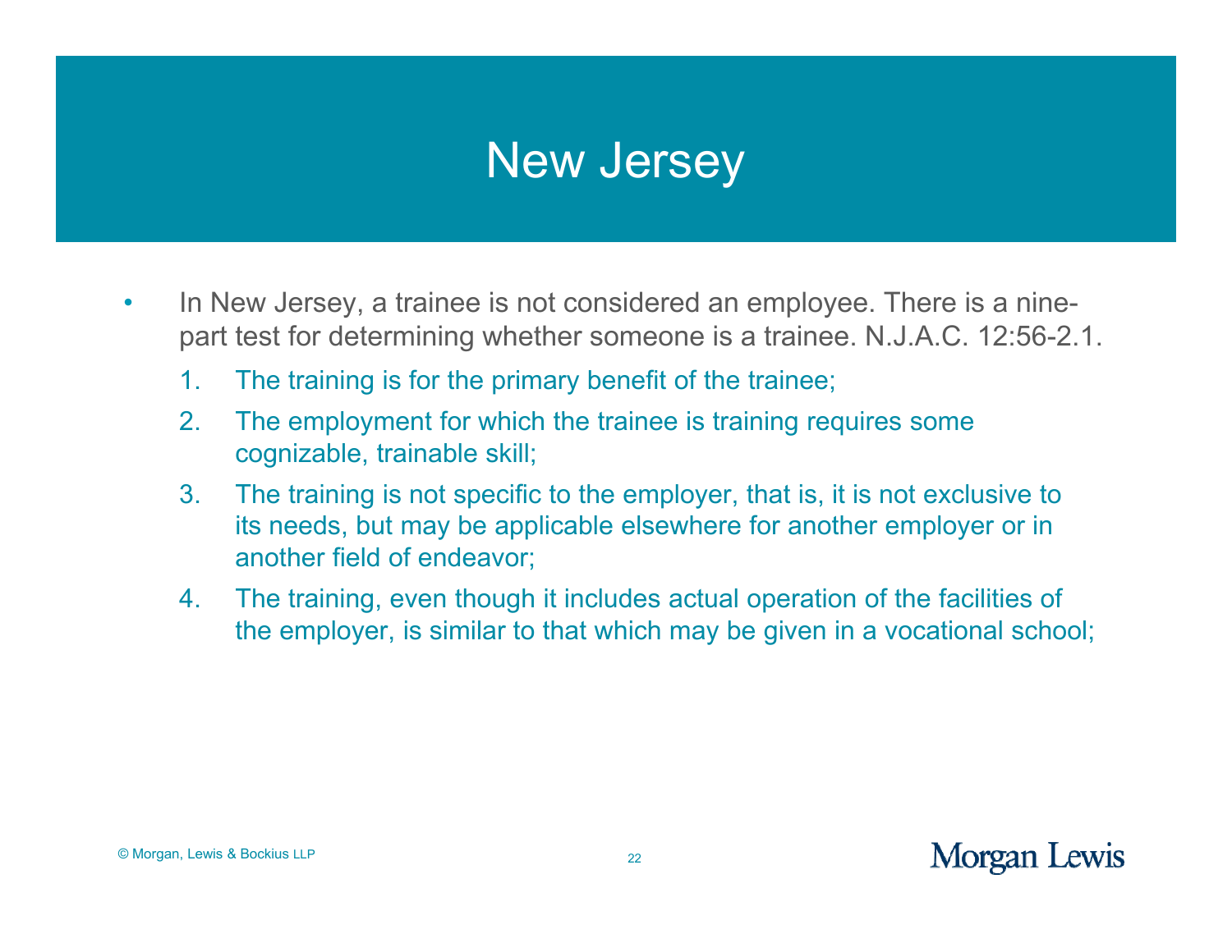# New Jersey

- In New Jersey, a trainee is not considered an employee. There is a nine-part test for determining whether someone is a trainee. N.J.A.C. 12:56-2.1.
    1. The training is for the primary benefit of the trainee;
    2. The employment for which the trainee is training requires some cognizable, trainable skill;
    3. The training is not specific to the employer, that is, it is not exclusive to its needs, but may be applicable elsewhere for another employer or in another field of endeavor;
    4. The training, even though it includes actual operation of the facilities of the employer, is similar to that which may be given in a vocational school;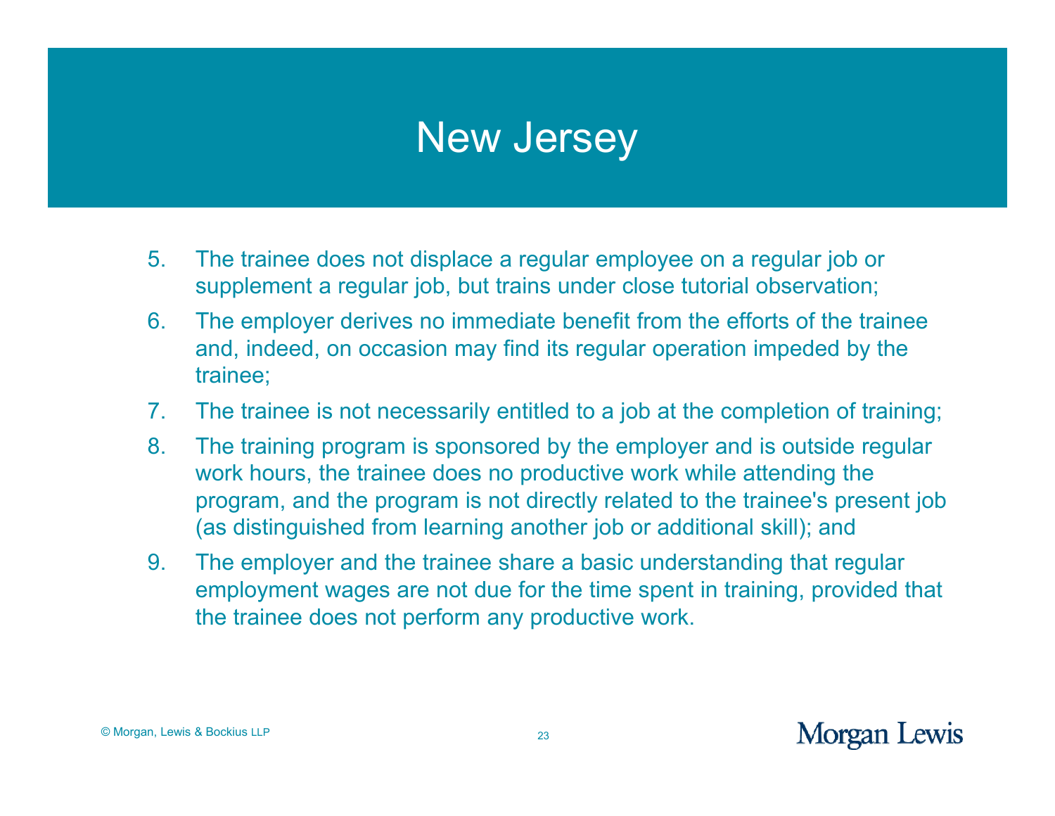# New Jersey

5. The trainee does not displace a regular employee on a regular job or supplement a regular job, but trains under close tutorial observation;
6. The employer derives no immediate benefit from the efforts of the trainee and, indeed, on occasion may find its regular operation impeded by the trainee;
7. The trainee is not necessarily entitled to a job at the completion of training;
8. The training program is sponsored by the employer and is outside regular work hours, the trainee does no productive work while attending the program, and the program is not directly related to the trainee's present job (as distinguished from learning another job or additional skill); and
9. The employer and the trainee share a basic understanding that regular employment wages are not due for the time spent in training, provided that the trainee does not perform any productive work.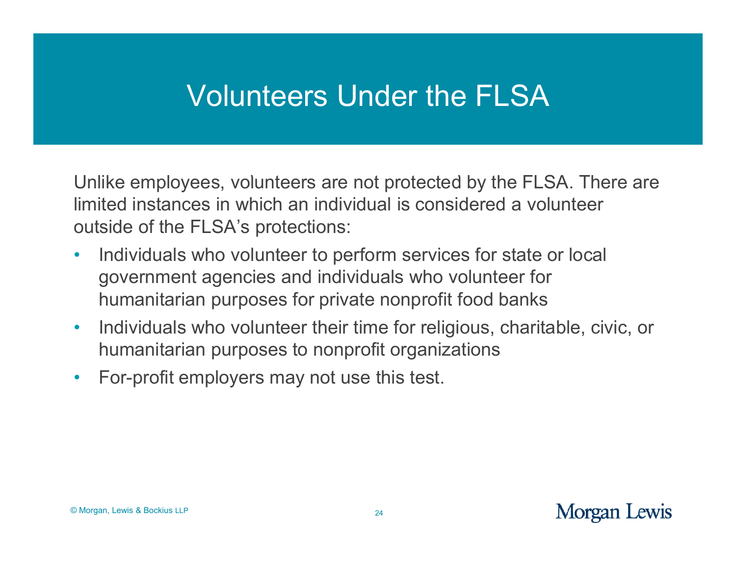# Volunteers Under the FLSA

Unlike employees, volunteers are not protected by the FLSA. There are limited instances in which an individual is considered a volunteer outside of the FLSA's protections:

- Individuals who volunteer to perform services for state or local government agencies and individuals who volunteer for humanitarian purposes for private nonprofit food banks
- Individuals who volunteer their time for religious, charitable, civic, or humanitarian purposes to nonprofit organizations
- For-profit employers may not use this test.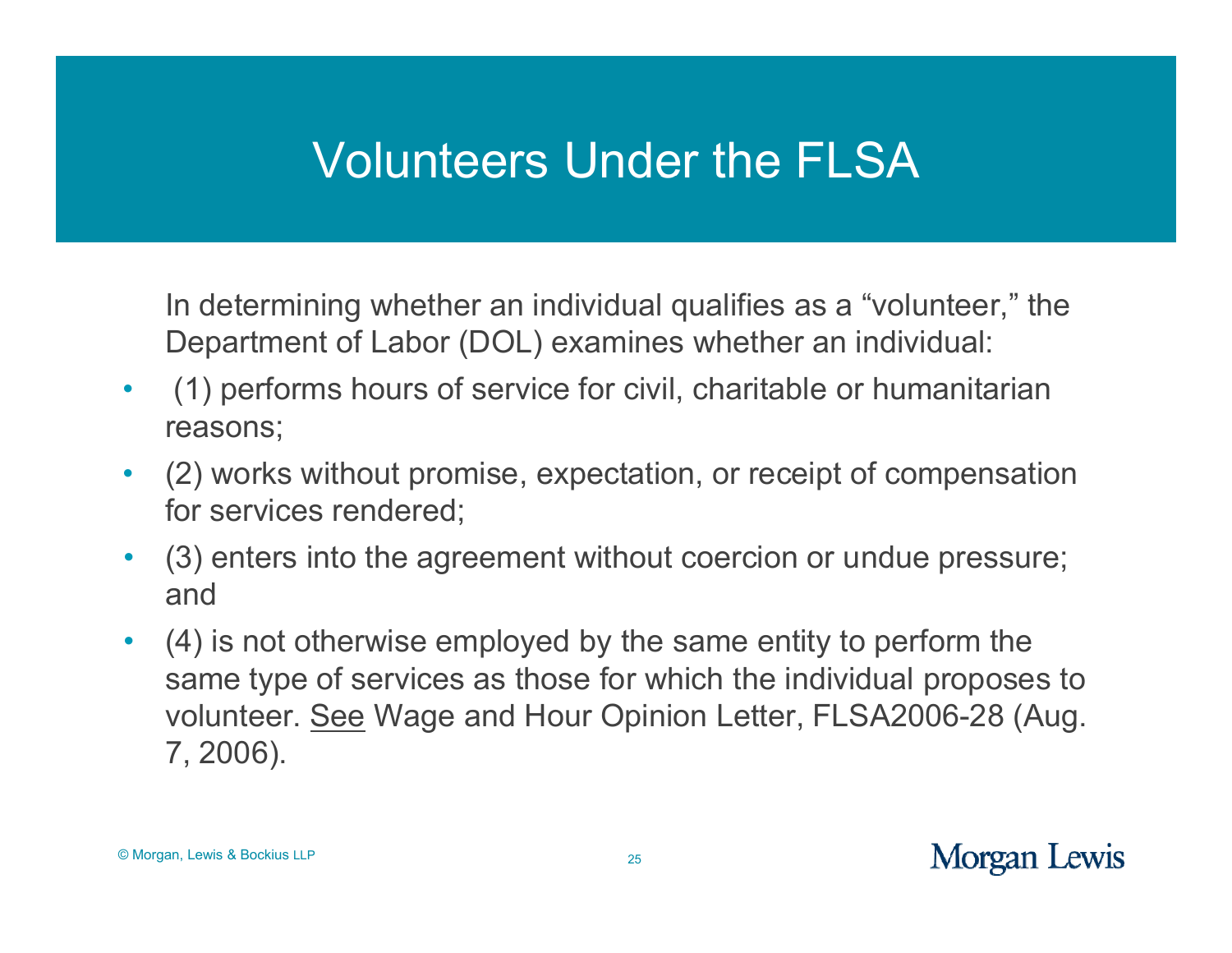# Volunteers Under the FLSA

In determining whether an individual qualifies as a "volunteer," the Department of Labor (DOL) examines whether an individual:

- (1) performs hours of service for civil, charitable or humanitarian reasons;
- (2) works without promise, expectation, or receipt of compensation for services rendered;
- (3) enters into the agreement without coercion or undue pressure; and
- (4) is not otherwise employed by the same entity to perform the same type of services as those for which the individual proposes to volunteer. <u>See</u> Wage and Hour Opinion Letter, FLSA2006-28 (Aug. 7, 2006).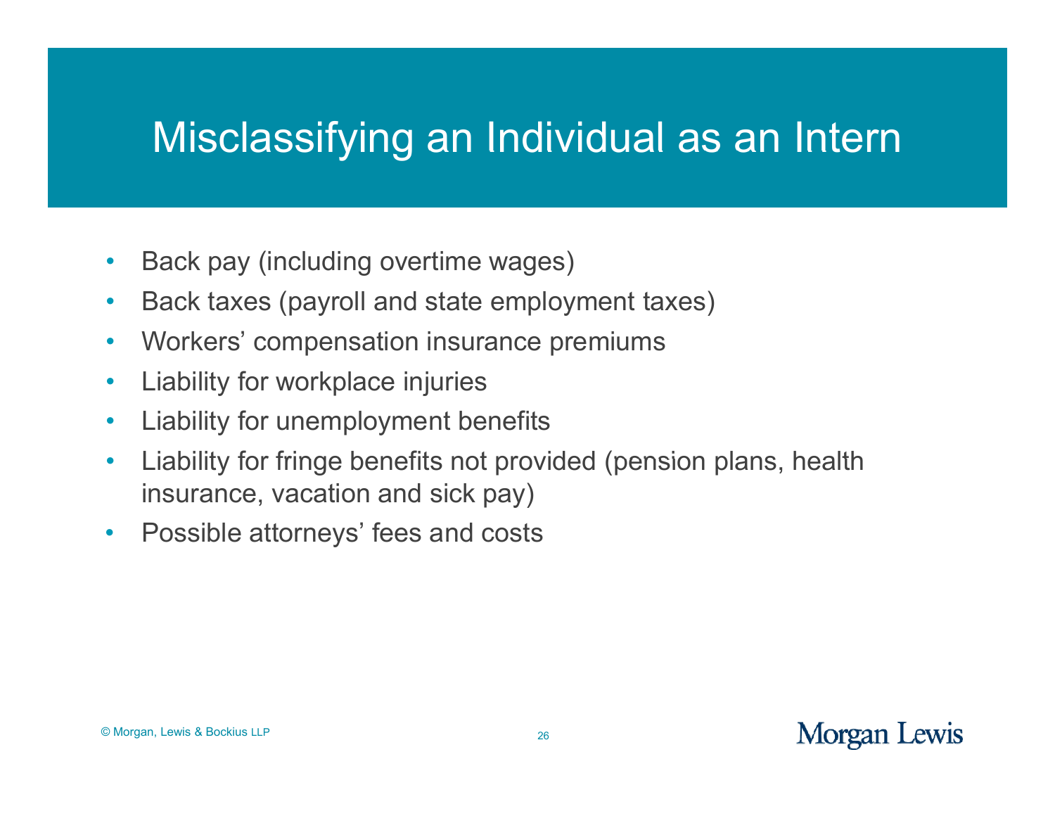# Misclassifying an Individual as an Intern

- Back pay (including overtime wages)
- Back taxes (payroll and state employment taxes)
- Workers' compensation insurance premiums
- Liability for workplace injuries
- Liability for unemployment benefits
- Liability for fringe benefits not provided (pension plans, health insurance, vacation and sick pay)
- Possible attorneys' fees and costs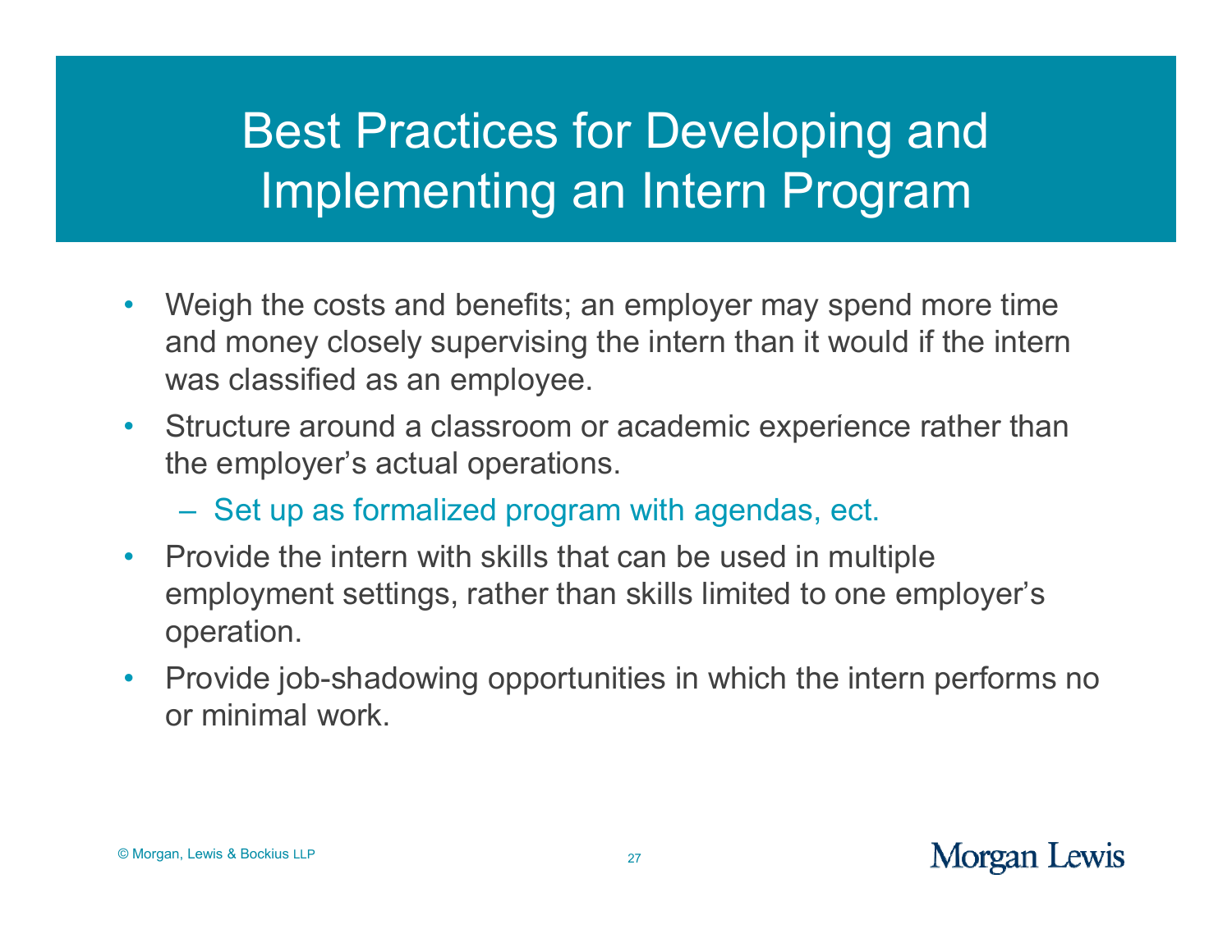# Best Practices for Developing and Implementing an Intern Program

- Weigh the costs and benefits; an employer may spend more time and money closely supervising the intern than it would if the intern was classified as an employee.
- Structure around a classroom or academic experience rather than the employer's actual operations.
  - Set up as formalized program with agendas, ect.
- Provide the intern with skills that can be used in multiple employment settings, rather than skills limited to one employer's operation.
- Provide job-shadowing opportunities in which the intern performs no or minimal work.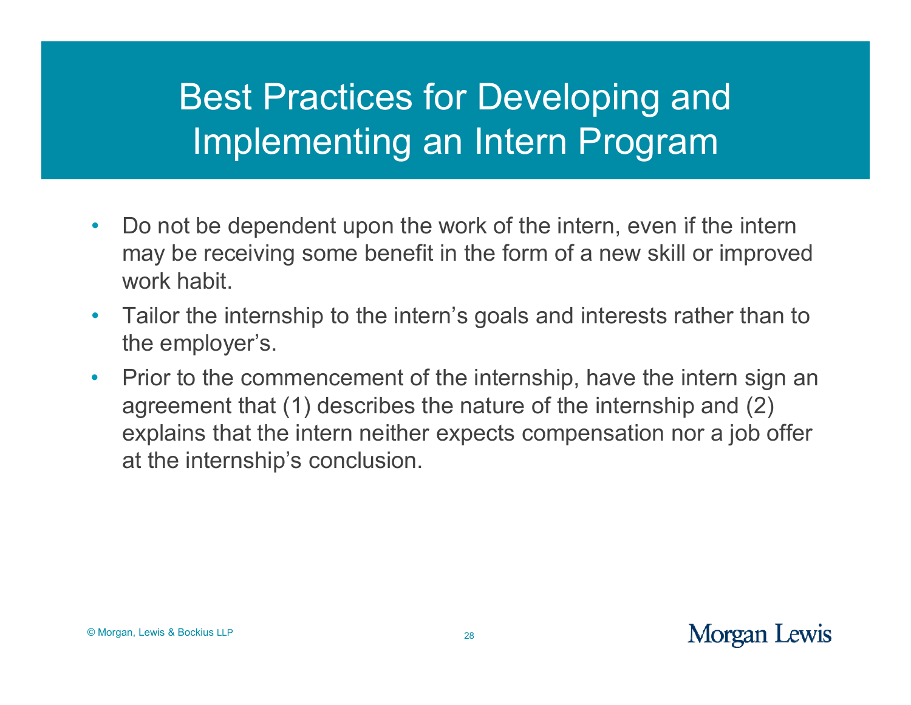# Best Practices for Developing and Implementing an Intern Program

- Do not be dependent upon the work of the intern, even if the intern may be receiving some benefit in the form of a new skill or improved work habit.
- Tailor the internship to the intern's goals and interests rather than to the employer's.
- Prior to the commencement of the internship, have the intern sign an agreement that (1) describes the nature of the internship and (2) explains that the intern neither expects compensation nor a job offer at the internship's conclusion.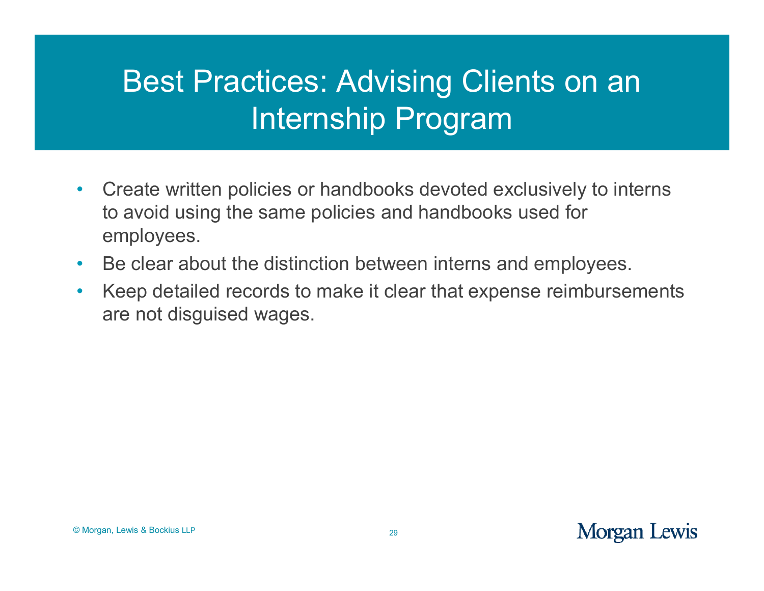# Best Practices: Advising Clients on an Internship Program

- Create written policies or handbooks devoted exclusively to interns to avoid using the same policies and handbooks used for employees.
- Be clear about the distinction between interns and employees.
- Keep detailed records to make it clear that expense reimbursements are not disguised wages.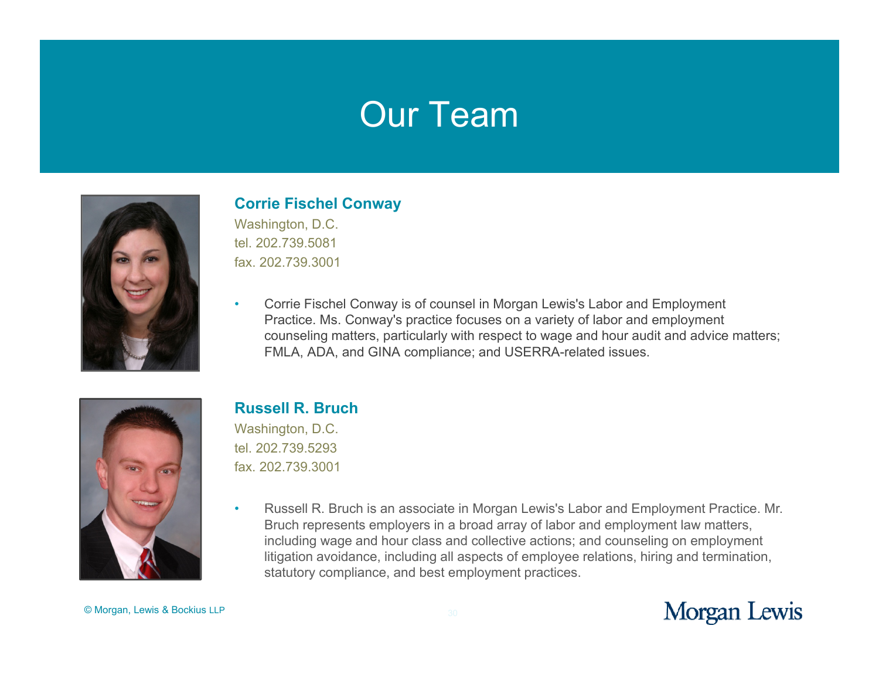# Our Team

### Corrie Fischel Conway

Washington, D.C.
tel. 202.739.5081
fax. 202.739.3001

- Corrie Fischel Conway is of counsel in Morgan Lewis's Labor and Employment Practice. Ms. Conway's practice focuses on a variety of labor and employment counseling matters, particularly with respect to wage and hour audit and advice matters; FMLA, ADA, and GINA compliance; and USERRA-related issues.

### Russell R. Bruch

Washington, D.C.
tel. 202.739.5293
fax. 202.739.3001

- Russell R. Bruch is an associate in Morgan Lewis's Labor and Employment Practice. Mr. Bruch represents employers in a broad array of labor and employment law matters, including wage and hour class and collective actions; and counseling on employment litigation avoidance, including all aspects of employee relations, hiring and termination, statutory compliance, and best employment practices.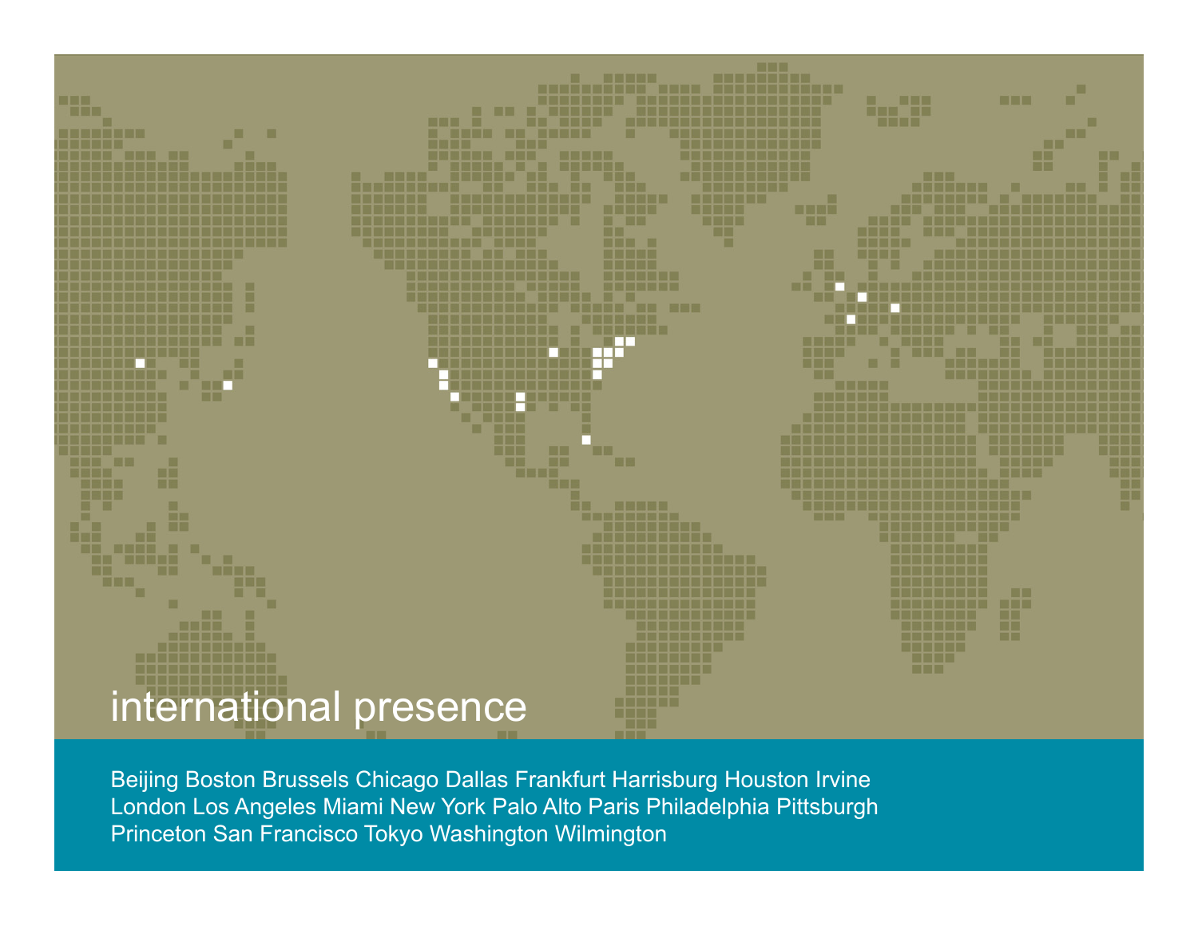# international presence

Beijing Boston Brussels Chicago Dallas Frankfurt Harrisburg Houston Irvine London Los Angeles Miami New York Palo Alto Paris Philadelphia Pittsburgh Princeton San Francisco Tokyo Washington Wilmington